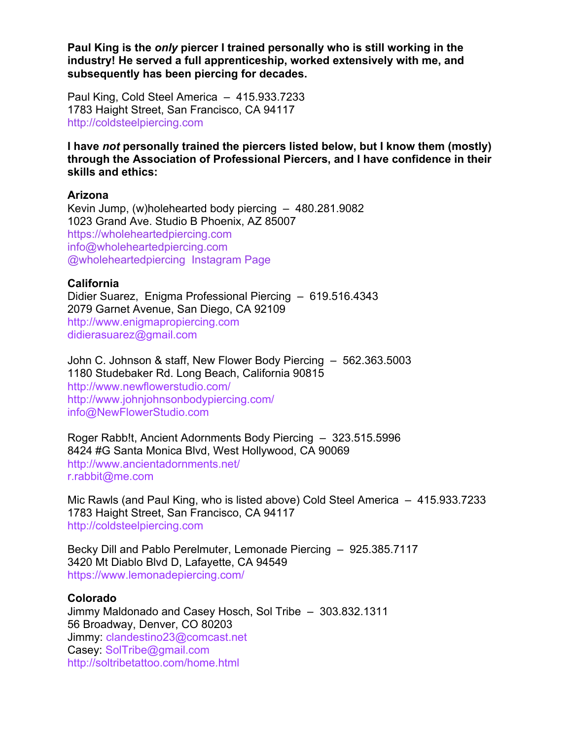**Paul King is the *only* piercer I trained personally who is still working in the industry! He served a full apprenticeship, worked extensively with me, and subsequently has been piercing for decades.**

Paul King, Cold Steel America – 415.933.7233
1783 Haight Street, San Francisco, CA 94117
http://coldsteelpiercing.com

**I have *not* personally trained the piercers listed below, but I know them (mostly) through the Association of Professional Piercers, and I have confidence in their skills and ethics:**

**Arizona**
Kevin Jump, (w)holehearted body piercing – 480.281.9082
1023 Grand Ave. Studio B Phoenix, AZ 85007
https://wholeheartedpiercing.com
info@wholeheartedpiercing.com
@wholeheartedpiercing Instagram Page

**California**
Didier Suarez, Enigma Professional Piercing – 619.516.4343
2079 Garnet Avenue, San Diego, CA 92109
http://www.enigmapropiercing.com
didierasuarez@gmail.com

John C. Johnson & staff, New Flower Body Piercing – 562.363.5003
1180 Studebaker Rd. Long Beach, California 90815
http://www.newflowerstudio.com/
http://www.johnjohnsonbodypiercing.com/
info@NewFlowerStudio.com

Roger Rabb!t, Ancient Adornments Body Piercing – 323.515.5996
8424 #G Santa Monica Blvd, West Hollywood, CA 90069
http://www.ancientadornments.net/
r.rabbit@me.com

Mic Rawls (and Paul King, who is listed above) Cold Steel America – 415.933.7233
1783 Haight Street, San Francisco, CA 94117
http://coldsteelpiercing.com

Becky Dill and Pablo Perelmuter, Lemonade Piercing – 925.385.7117
3420 Mt Diablo Blvd D, Lafayette, CA 94549
https://www.lemonadepiercing.com/

**Colorado**
Jimmy Maldonado and Casey Hosch, Sol Tribe – 303.832.1311
56 Broadway, Denver, CO 80203
Jimmy: clandestino23@comcast.net
Casey: SolTribe@gmail.com
http://soltribetattoo.com/home.html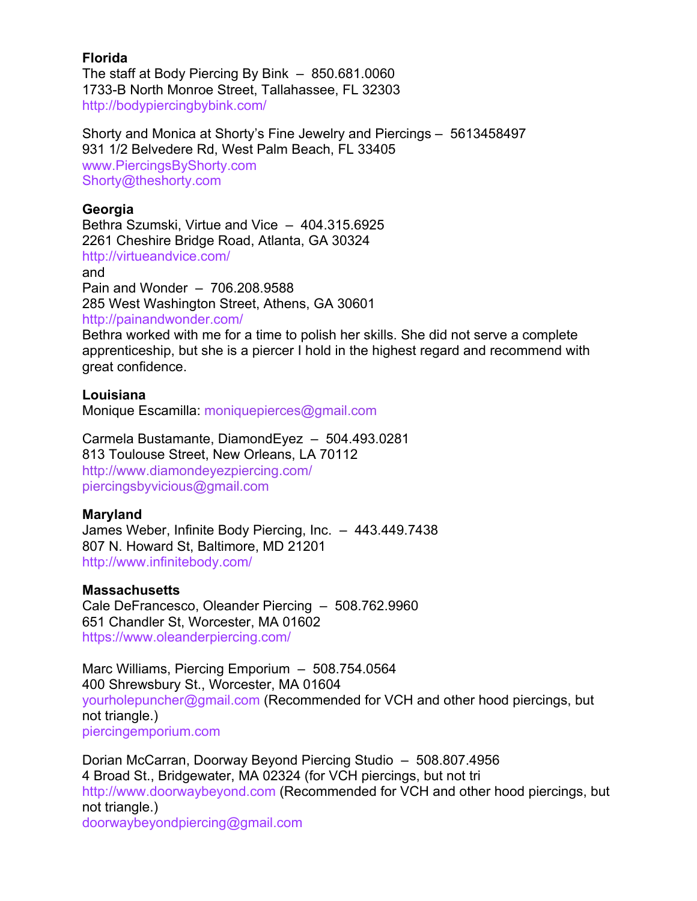**Florida**
The staff at Body Piercing By Bink – 850.681.0060
1733-B North Monroe Street, Tallahassee, FL 32303
http://bodypiercingbybink.com/

Shorty and Monica at Shorty's Fine Jewelry and Piercings – 5613458497
931 1/2 Belvedere Rd, West Palm Beach, FL 33405
www.PiercingsByShorty.com
Shorty@theshorty.com

**Georgia**
Bethra Szumski, Virtue and Vice – 404.315.6925
2261 Cheshire Bridge Road, Atlanta, GA 30324
http://virtueandvice.com/
and
Pain and Wonder – 706.208.9588
285 West Washington Street, Athens, GA 30601
http://painandwonder.com/
Bethra worked with me for a time to polish her skills. She did not serve a complete apprenticeship, but she is a piercer I hold in the highest regard and recommend with great confidence.

**Louisiana**
Monique Escamilla: moniquepierces@gmail.com

Carmela Bustamante, DiamondEyez – 504.493.0281
813 Toulouse Street, New Orleans, LA 70112
http://www.diamondeyezpiercing.com/
piercingsbyvicious@gmail.com

**Maryland**
James Weber, Infinite Body Piercing, Inc. – 443.449.7438
807 N. Howard St, Baltimore, MD 21201
http://www.infinitebody.com/

**Massachusetts**
Cale DeFrancesco, Oleander Piercing – 508.762.9960
651 Chandler St, Worcester, MA 01602
https://www.oleanderpiercing.com/

Marc Williams, Piercing Emporium – 508.754.0564
400 Shrewsbury St., Worcester, MA 01604
yourholepuncher@gmail.com (Recommended for VCH and other hood piercings, but not triangle.)
piercingemporium.com

Dorian McCarran, Doorway Beyond Piercing Studio – 508.807.4956
4 Broad St., Bridgewater, MA 02324 (for VCH piercings, but not tri
http://www.doorwaybeyond.com (Recommended for VCH and other hood piercings, but not triangle.)
doorwaybeyondpiercing@gmail.com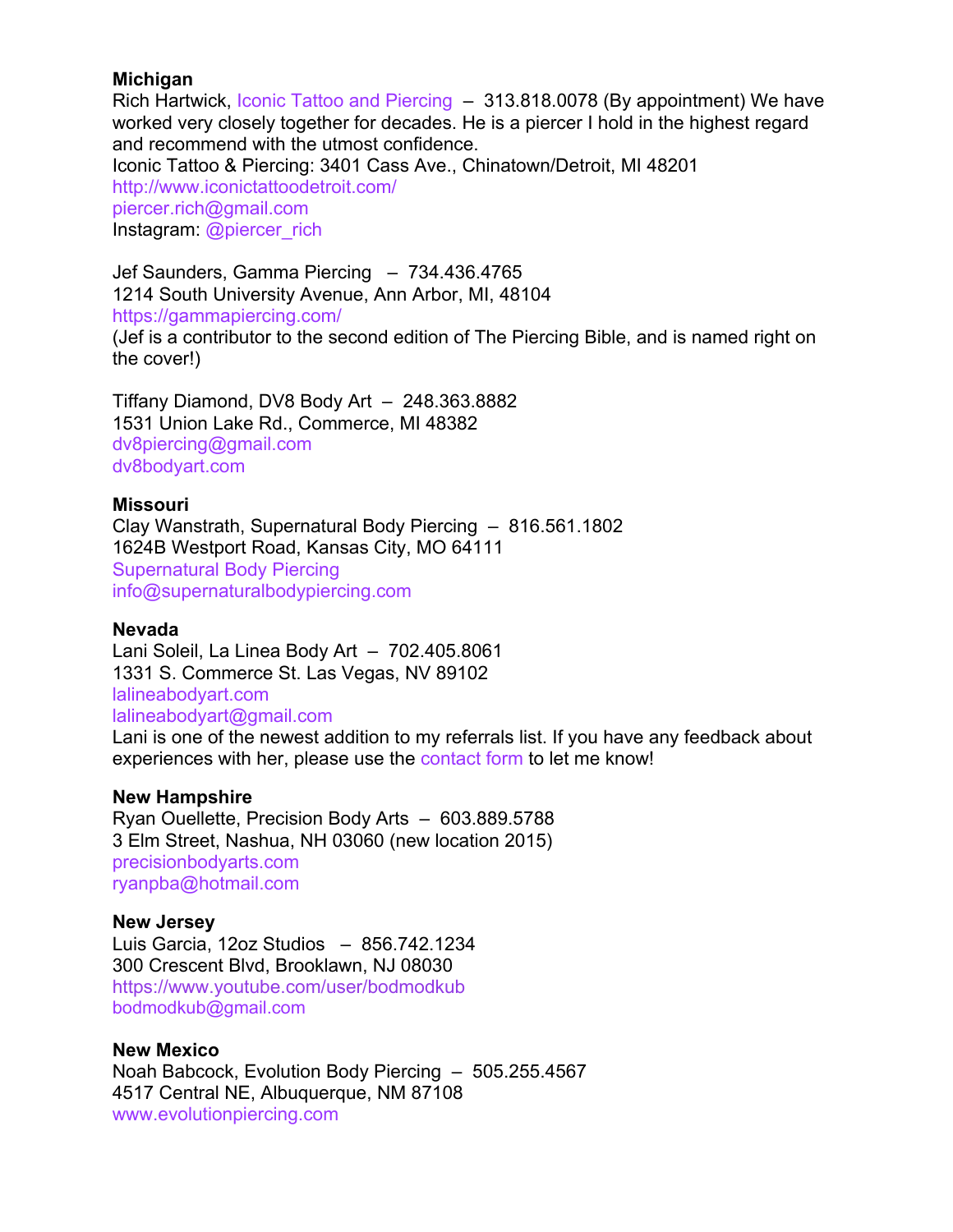**Michigan**

Rich Hartwick, Iconic Tattoo and Piercing – 313.818.0078 (By appointment) We have worked very closely together for decades. He is a piercer I hold in the highest regard and recommend with the utmost confidence.
Iconic Tattoo & Piercing: 3401 Cass Ave., Chinatown/Detroit, MI 48201
http://www.iconictattoodetroit.com/
piercer.rich@gmail.com
Instagram: @piercer_rich

Jef Saunders, Gamma Piercing – 734.436.4765
1214 South University Avenue, Ann Arbor, MI, 48104
https://gammapiercing.com/
(Jef is a contributor to the second edition of The Piercing Bible, and is named right on the cover!)

Tiffany Diamond, DV8 Body Art – 248.363.8882
1531 Union Lake Rd., Commerce, MI 48382
dv8piercing@gmail.com
dv8bodyart.com

**Missouri**

Clay Wanstrath, Supernatural Body Piercing – 816.561.1802
1624B Westport Road, Kansas City, MO 64111
Supernatural Body Piercing
info@supernaturalbodypiercing.com

**Nevada**

Lani Soleil, La Linea Body Art – 702.405.8061
1331 S. Commerce St. Las Vegas, NV 89102
lalineabodyart.com
lalineabodyart@gmail.com
Lani is one of the newest addition to my referrals list. If you have any feedback about experiences with her, please use the contact form to let me know!

**New Hampshire**

Ryan Ouellette, Precision Body Arts – 603.889.5788
3 Elm Street, Nashua, NH 03060 (new location 2015)
precisionbodyarts.com
ryanpba@hotmail.com

**New Jersey**

Luis Garcia, 12oz Studios – 856.742.1234
300 Crescent Blvd, Brooklawn, NJ 08030
https://www.youtube.com/user/bodmodkub
bodmodkub@gmail.com

**New Mexico**

Noah Babcock, Evolution Body Piercing – 505.255.4567
4517 Central NE, Albuquerque, NM 87108
www.evolutionpiercing.com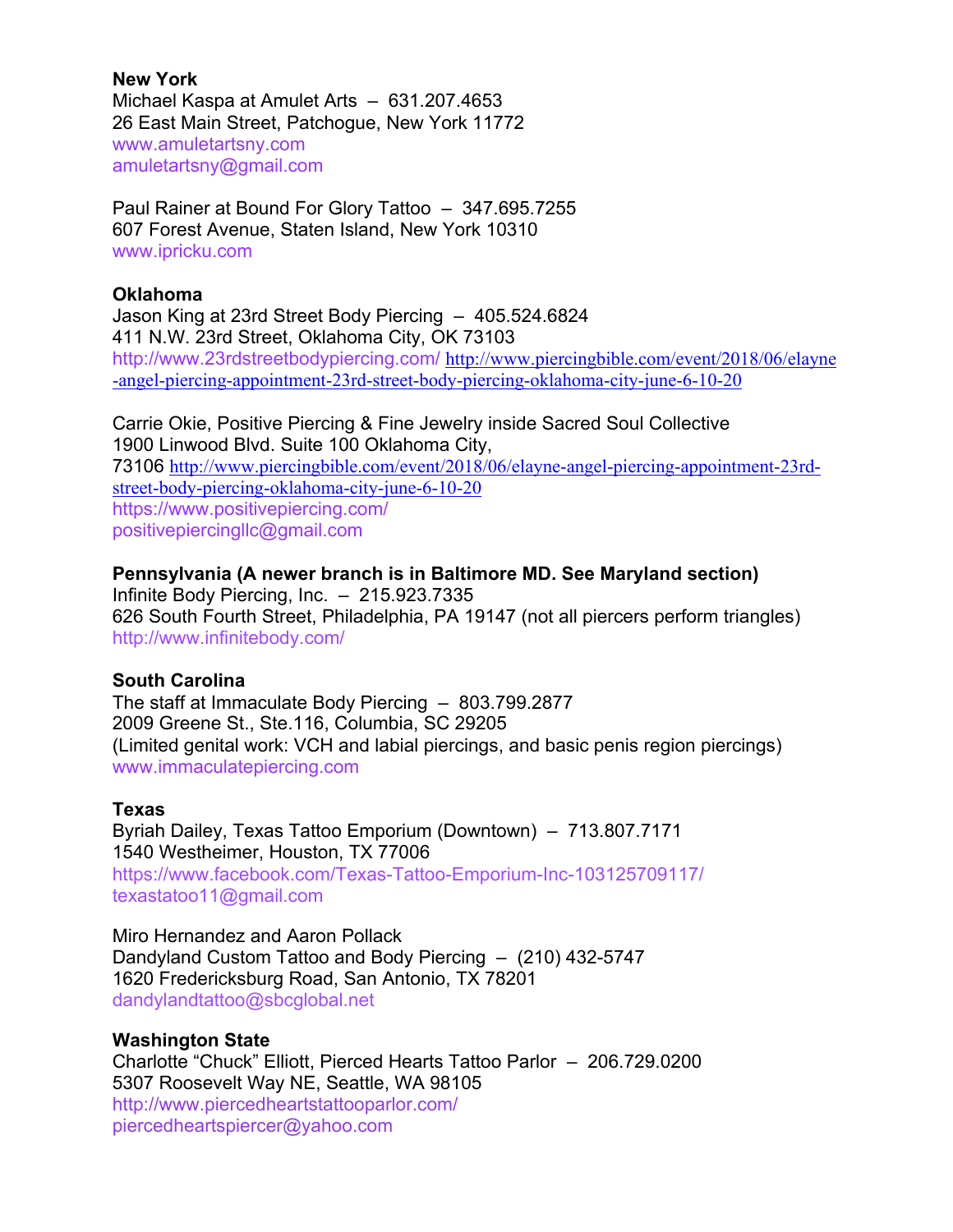**New York**
Michael Kaspa at Amulet Arts – 631.207.4653
26 East Main Street, Patchogue, New York 11772
www.amuletartsny.com
amuletartsny@gmail.com

Paul Rainer at Bound For Glory Tattoo – 347.695.7255
607 Forest Avenue, Staten Island, New York 10310
www.ipricku.com

**Oklahoma**
Jason King at 23rd Street Body Piercing – 405.524.6824
411 N.W. 23rd Street, Oklahoma City, OK 73103
http://www.23rdstreetbodypiercing.com/ http://www.piercingbible.com/event/2018/06/elayne-angel-piercing-appointment-23rd-street-body-piercing-oklahoma-city-june-6-10-20

Carrie Okie, Positive Piercing & Fine Jewelry inside Sacred Soul Collective
1900 Linwood Blvd. Suite 100 Oklahoma City,
73106 http://www.piercingbible.com/event/2018/06/elayne-angel-piercing-appointment-23rd-street-body-piercing-oklahoma-city-june-6-10-20
https://www.positivepiercing.com/
positivepiercingllc@gmail.com

**Pennsylvania (A newer branch is in Baltimore MD. See Maryland section)**
Infinite Body Piercing, Inc. – 215.923.7335
626 South Fourth Street, Philadelphia, PA 19147 (not all piercers perform triangles)
http://www.infinitebody.com/

**South Carolina**
The staff at Immaculate Body Piercing – 803.799.2877
2009 Greene St., Ste.116, Columbia, SC 29205
(Limited genital work: VCH and labial piercings, and basic penis region piercings)
www.immaculatepiercing.com

**Texas**
Byriah Dailey, Texas Tattoo Emporium (Downtown) – 713.807.7171
1540 Westheimer, Houston, TX 77006
https://www.facebook.com/Texas-Tattoo-Emporium-Inc-103125709117/
texastatoo11@gmail.com

Miro Hernandez and Aaron Pollack
Dandyland Custom Tattoo and Body Piercing – (210) 432-5747
1620 Fredericksburg Road, San Antonio, TX 78201
dandylandtattoo@sbcglobal.net

**Washington State**
Charlotte "Chuck" Elliott, Pierced Hearts Tattoo Parlor – 206.729.0200
5307 Roosevelt Way NE, Seattle, WA 98105
http://www.piercedheartstattooparlor.com/
piercedheartspiercer@yahoo.com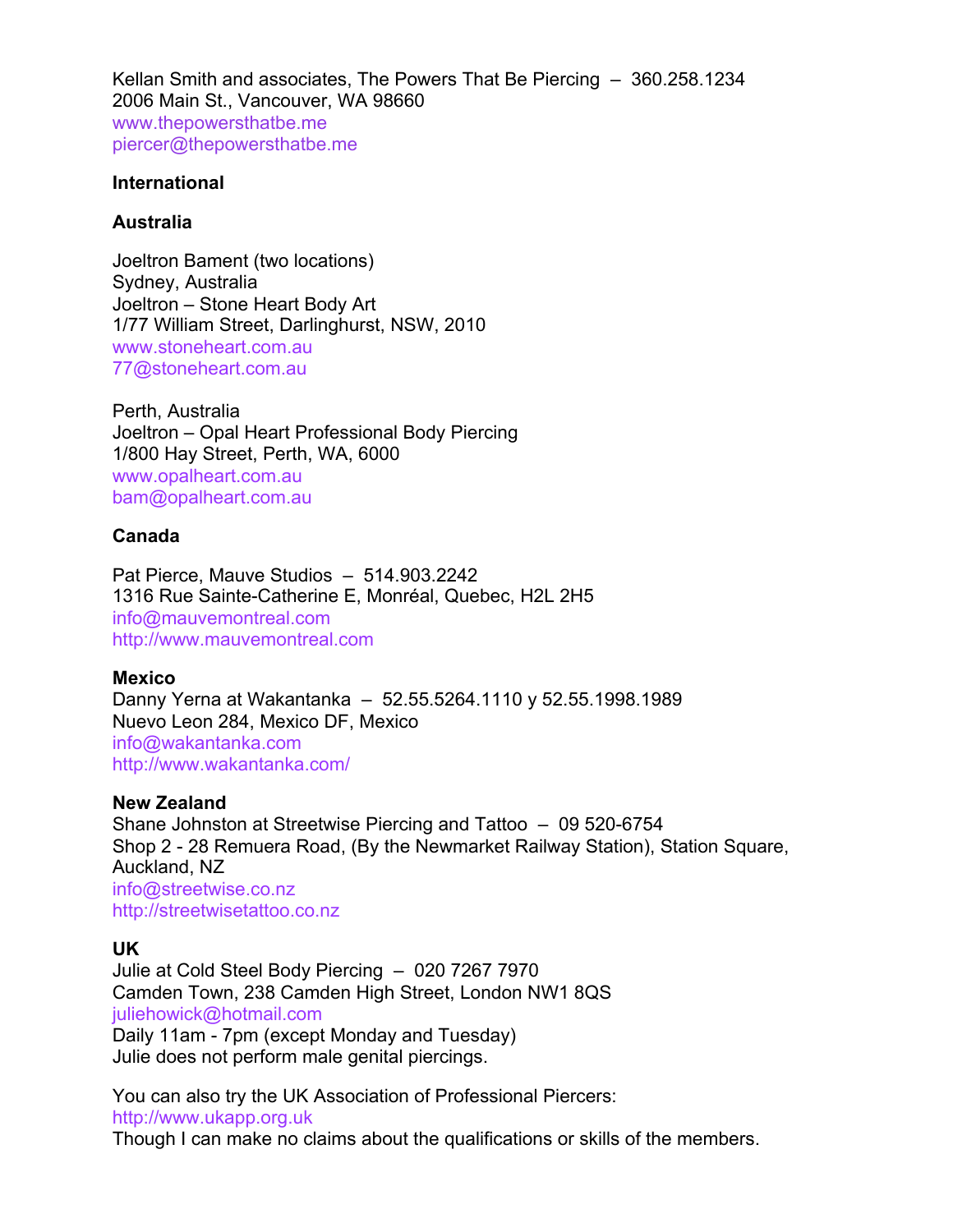Kellan Smith and associates, The Powers That Be Piercing – 360.258.1234
2006 Main St., Vancouver, WA 98660
www.thepowersthatbe.me
piercer@thepowersthatbe.me

**International**

**Australia**

Joeltron Bament (two locations)
Sydney, Australia
Joeltron – Stone Heart Body Art
1/77 William Street, Darlinghurst, NSW, 2010
www.stoneheart.com.au
77@stoneheart.com.au

Perth, Australia
Joeltron – Opal Heart Professional Body Piercing
1/800 Hay Street, Perth, WA, 6000
www.opalheart.com.au
bam@opalheart.com.au

**Canada**

Pat Pierce, Mauve Studios – 514.903.2242
1316 Rue Sainte-Catherine E, Monréal, Quebec, H2L 2H5
info@mauvemontreal.com
http://www.mauvemontreal.com

**Mexico**
Danny Yerna at Wakantanka – 52.55.5264.1110 y 52.55.1998.1989
Nuevo Leon 284, Mexico DF, Mexico
info@wakantanka.com
http://www.wakantanka.com/

**New Zealand**
Shane Johnston at Streetwise Piercing and Tattoo – 09 520-6754
Shop 2 - 28 Remuera Road, (By the Newmarket Railway Station), Station Square, Auckland, NZ
info@streetwise.co.nz
http://streetwisetattoo.co.nz

**UK**
Julie at Cold Steel Body Piercing – 020 7267 7970
Camden Town, 238 Camden High Street, London NW1 8QS
juliehowick@hotmail.com
Daily 11am - 7pm (except Monday and Tuesday)
Julie does not perform male genital piercings.

You can also try the UK Association of Professional Piercers:
http://www.ukapp.org.uk
Though I can make no claims about the qualifications or skills of the members.